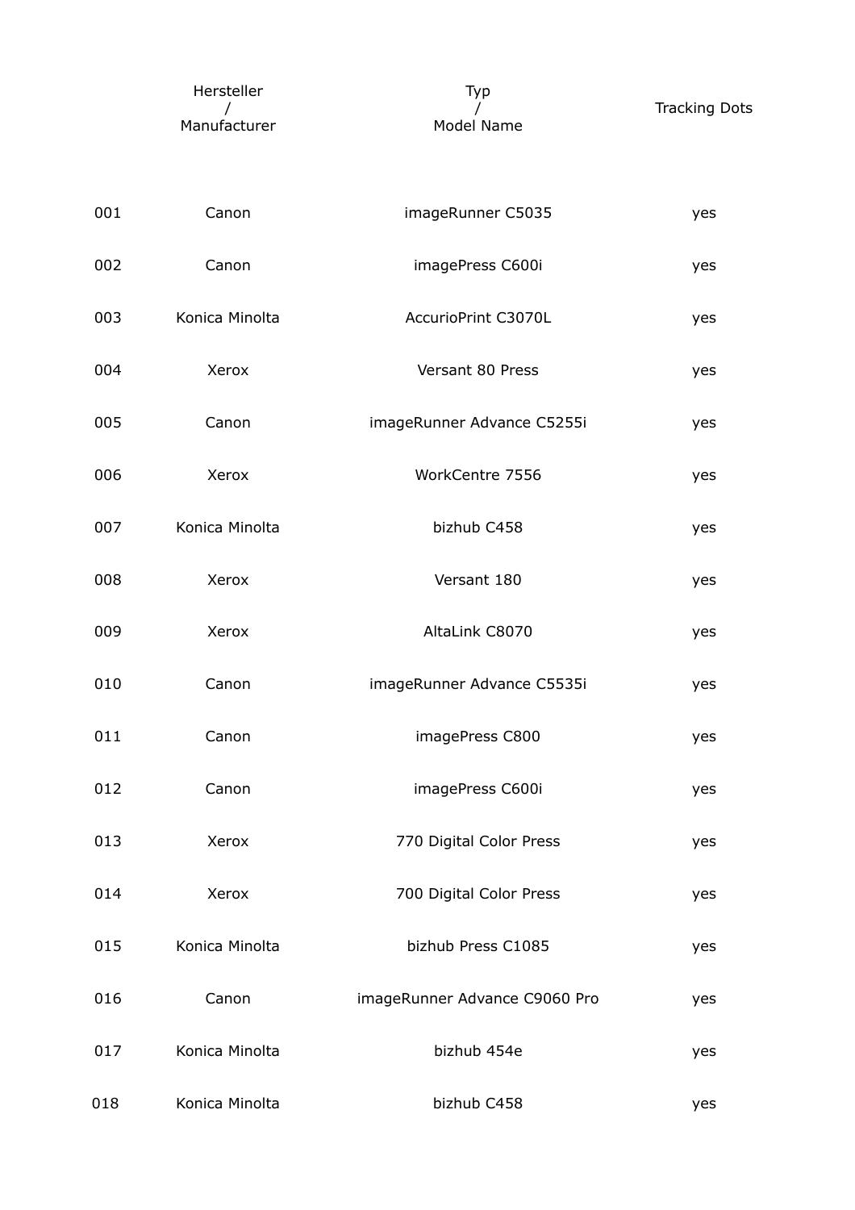| | Hersteller / Manufacturer | Typ / Model Name | Tracking Dots |
|---|---|---|---|
| 001 | Canon | imageRunner C5035 | yes |
| 002 | Canon | imagePress C600i | yes |
| 003 | Konica Minolta | AccurioPrint C3070L | yes |
| 004 | Xerox | Versant 80 Press | yes |
| 005 | Canon | imageRunner Advance C5255i | yes |
| 006 | Xerox | WorkCentre 7556 | yes |
| 007 | Konica Minolta | bizhub C458 | yes |
| 008 | Xerox | Versant 180 | yes |
| 009 | Xerox | AltaLink C8070 | yes |
| 010 | Canon | imageRunner Advance C5535i | yes |
| 011 | Canon | imagePress C800 | yes |
| 012 | Canon | imagePress C600i | yes |
| 013 | Xerox | 770 Digital Color Press | yes |
| 014 | Xerox | 700 Digital Color Press | yes |
| 015 | Konica Minolta | bizhub Press C1085 | yes |
| 016 | Canon | imageRunner Advance C9060 Pro | yes |
| 017 | Konica Minolta | bizhub 454e | yes |
| 018 | Konica Minolta | bizhub C458 | yes |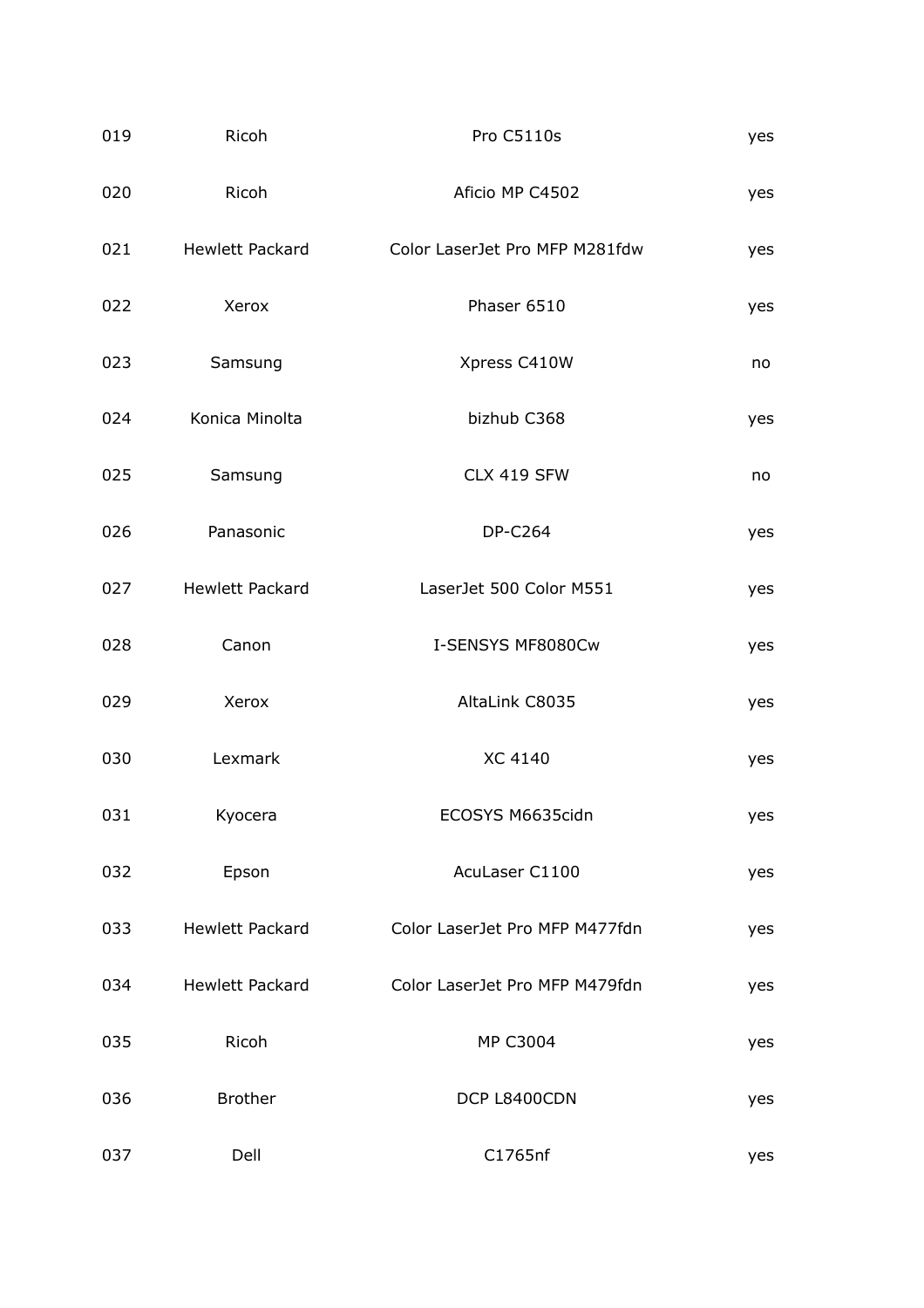| | | | |
|---|---|---|---|
| 019 | Ricoh | Pro C5110s | yes |
| 020 | Ricoh | Aficio MP C4502 | yes |
| 021 | Hewlett Packard | Color LaserJet Pro MFP M281fdw | yes |
| 022 | Xerox | Phaser 6510 | yes |
| 023 | Samsung | Xpress C410W | no |
| 024 | Konica Minolta | bizhub C368 | yes |
| 025 | Samsung | CLX 419 SFW | no |
| 026 | Panasonic | DP-C264 | yes |
| 027 | Hewlett Packard | LaserJet 500 Color M551 | yes |
| 028 | Canon | I-SENSYS MF8080Cw | yes |
| 029 | Xerox | AltaLink C8035 | yes |
| 030 | Lexmark | XC 4140 | yes |
| 031 | Kyocera | ECOSYS M6635cidn | yes |
| 032 | Epson | AcuLaser C1100 | yes |
| 033 | Hewlett Packard | Color LaserJet Pro MFP M477fdn | yes |
| 034 | Hewlett Packard | Color LaserJet Pro MFP M479fdn | yes |
| 035 | Ricoh | MP C3004 | yes |
| 036 | Brother | DCP L8400CDN | yes |
| 037 | Dell | C1765nf | yes |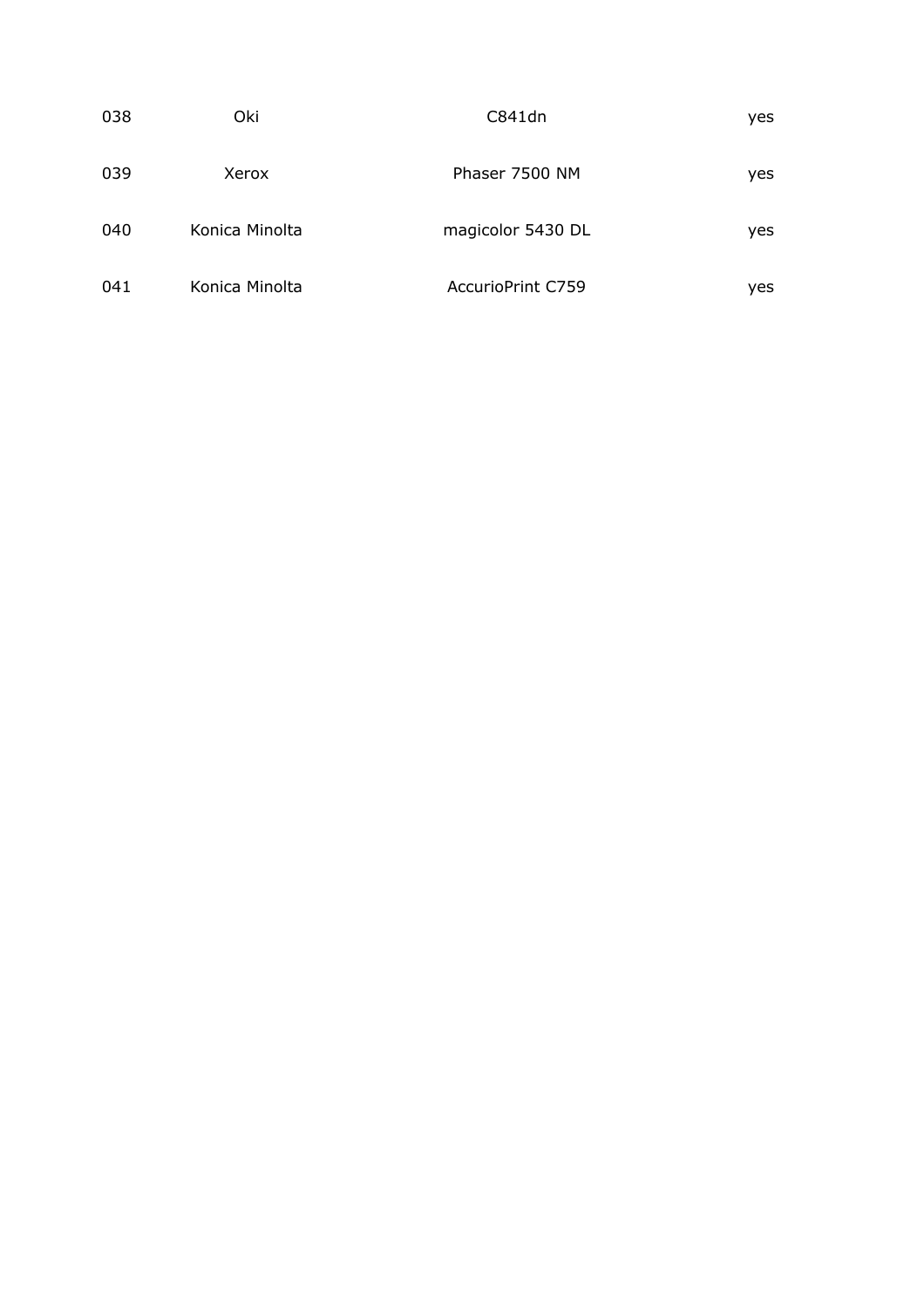| | | | |
|---|---|---|---|
| 038 | Oki | C841dn | yes |
| 039 | Xerox | Phaser 7500 NM | yes |
| 040 | Konica Minolta | magicolor 5430 DL | yes |
| 041 | Konica Minolta | AccurioPrint C759 | yes |